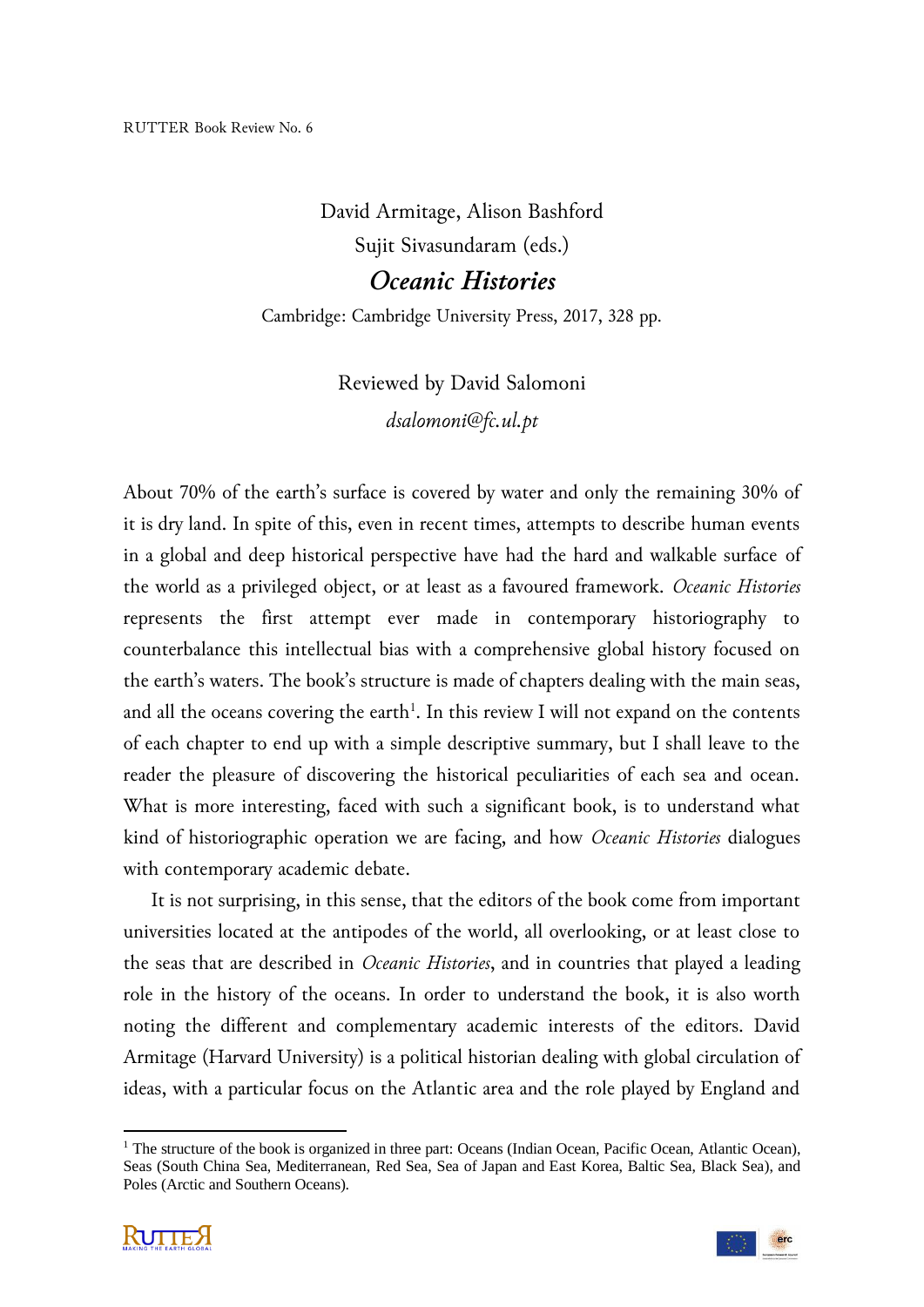RUTTER Book Review No. 6

David Armitage, Alison Bashford
Sujit Sivasundaram (eds.)

## *Oceanic Histories*

Cambridge: Cambridge University Press, 2017, 328 pp.

Reviewed by David Salomoni
*dsalomoni@fc.ul.pt*

About 70% of the earth's surface is covered by water and only the remaining 30% of it is dry land. In spite of this, even in recent times, attempts to describe human events in a global and deep historical perspective have had the hard and walkable surface of the world as a privileged object, or at least as a favoured framework. *Oceanic Histories* represents the first attempt ever made in contemporary historiography to counterbalance this intellectual bias with a comprehensive global history focused on the earth's waters. The book's structure is made of chapters dealing with the main seas, and all the oceans covering the earth[1]. In this review I will not expand on the contents of each chapter to end up with a simple descriptive summary, but I shall leave to the reader the pleasure of discovering the historical peculiarities of each sea and ocean. What is more interesting, faced with such a significant book, is to understand what kind of historiographic operation we are facing, and how *Oceanic Histories* dialogues with contemporary academic debate.

It is not surprising, in this sense, that the editors of the book come from important universities located at the antipodes of the world, all overlooking, or at least close to the seas that are described in *Oceanic Histories*, and in countries that played a leading role in the history of the oceans. In order to understand the book, it is also worth noting the different and complementary academic interests of the editors. David Armitage (Harvard University) is a political historian dealing with global circulation of ideas, with a particular focus on the Atlantic area and the role played by England and

---

[1] The structure of the book is organized in three part: Oceans (Indian Ocean, Pacific Ocean, Atlantic Ocean), Seas (South China Sea, Mediterranean, Red Sea, Sea of Japan and East Korea, Baltic Sea, Black Sea), and Poles (Arctic and Southern Oceans).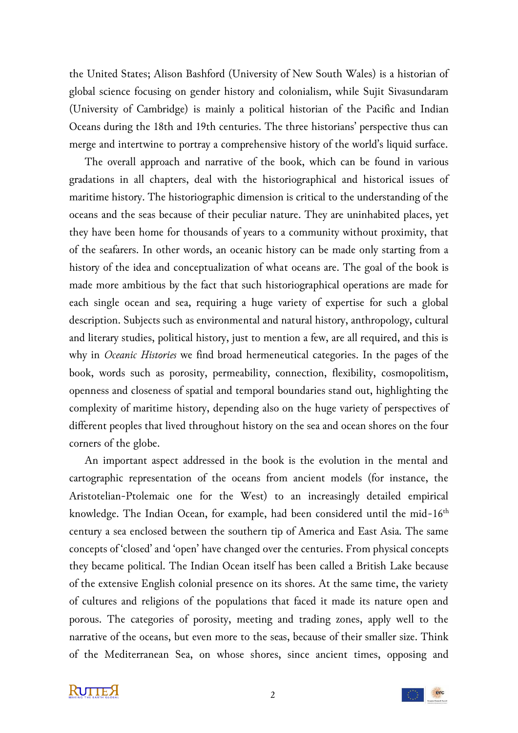the United States; Alison Bashford (University of New South Wales) is a historian of global science focusing on gender history and colonialism, while Sujit Sivasundaram (University of Cambridge) is mainly a political historian of the Pacific and Indian Oceans during the 18th and 19th centuries. The three historians' perspective thus can merge and intertwine to portray a comprehensive history of the world's liquid surface.

The overall approach and narrative of the book, which can be found in various gradations in all chapters, deal with the historiographical and historical issues of maritime history. The historiographic dimension is critical to the understanding of the oceans and the seas because of their peculiar nature. They are uninhabited places, yet they have been home for thousands of years to a community without proximity, that of the seafarers. In other words, an oceanic history can be made only starting from a history of the idea and conceptualization of what oceans are. The goal of the book is made more ambitious by the fact that such historiographical operations are made for each single ocean and sea, requiring a huge variety of expertise for such a global description. Subjects such as environmental and natural history, anthropology, cultural and literary studies, political history, just to mention a few, are all required, and this is why in *Oceanic Histories* we find broad hermeneutical categories. In the pages of the book, words such as porosity, permeability, connection, flexibility, cosmopolitism, openness and closeness of spatial and temporal boundaries stand out, highlighting the complexity of maritime history, depending also on the huge variety of perspectives of different peoples that lived throughout history on the sea and ocean shores on the four corners of the globe.

An important aspect addressed in the book is the evolution in the mental and cartographic representation of the oceans from ancient models (for instance, the Aristotelian-Ptolemaic one for the West) to an increasingly detailed empirical knowledge. The Indian Ocean, for example, had been considered until the mid-16th century a sea enclosed between the southern tip of America and East Asia. The same concepts of 'closed' and 'open' have changed over the centuries. From physical concepts they became political. The Indian Ocean itself has been called a British Lake because of the extensive English colonial presence on its shores. At the same time, the variety of cultures and religions of the populations that faced it made its nature open and porous. The categories of porosity, meeting and trading zones, apply well to the narrative of the oceans, but even more to the seas, because of their smaller size. Think of the Mediterranean Sea, on whose shores, since ancient times, opposing and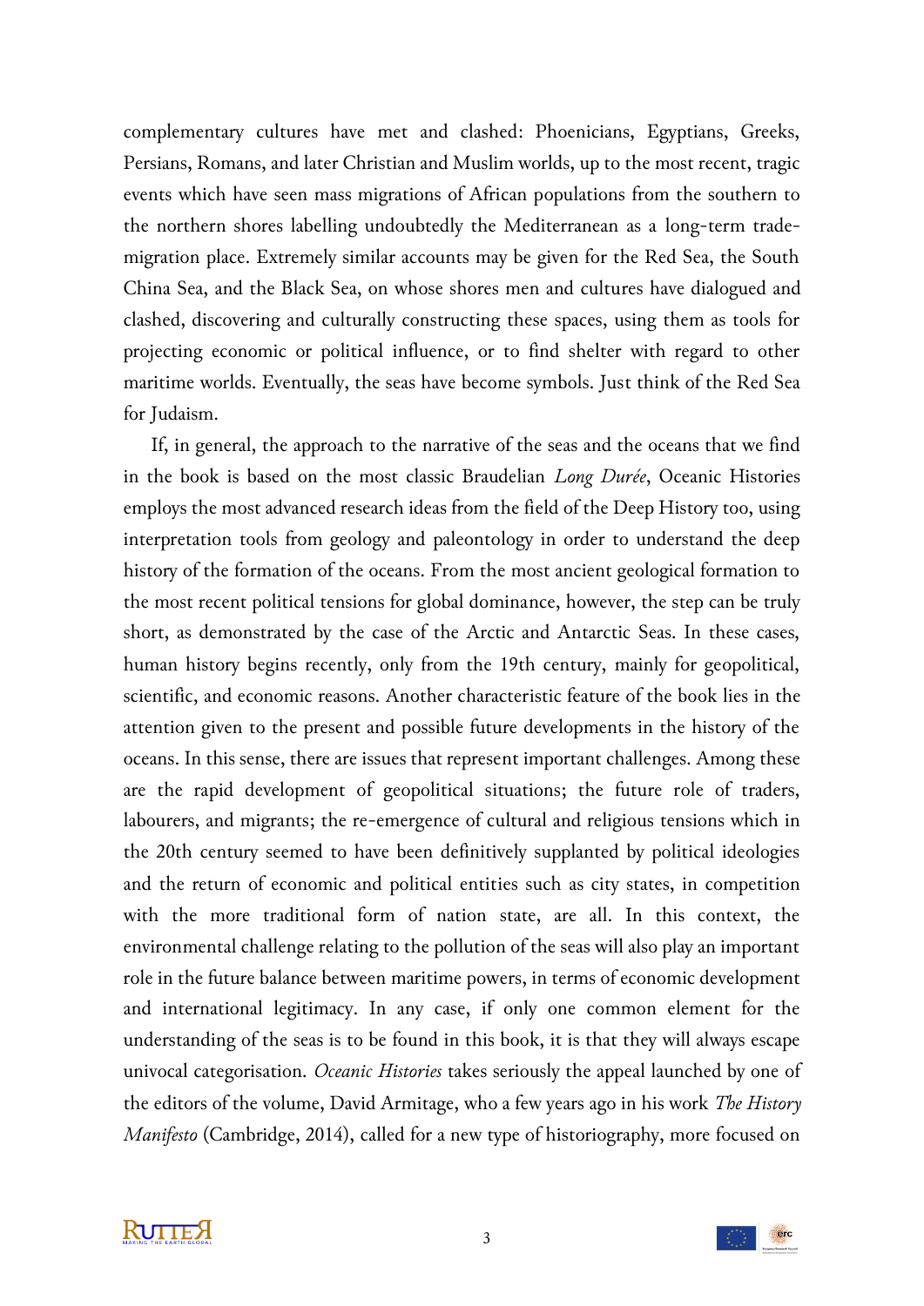complementary cultures have met and clashed: Phoenicians, Egyptians, Greeks, Persians, Romans, and later Christian and Muslim worlds, up to the most recent, tragic events which have seen mass migrations of African populations from the southern to the northern shores labelling undoubtedly the Mediterranean as a long-term trade-migration place. Extremely similar accounts may be given for the Red Sea, the South China Sea, and the Black Sea, on whose shores men and cultures have dialogued and clashed, discovering and culturally constructing these spaces, using them as tools for projecting economic or political influence, or to find shelter with regard to other maritime worlds. Eventually, the seas have become symbols. Just think of the Red Sea for Judaism.

If, in general, the approach to the narrative of the seas and the oceans that we find in the book is based on the most classic Braudelian *Long Durée*, Oceanic Histories employs the most advanced research ideas from the field of the Deep History too, using interpretation tools from geology and paleontology in order to understand the deep history of the formation of the oceans. From the most ancient geological formation to the most recent political tensions for global dominance, however, the step can be truly short, as demonstrated by the case of the Arctic and Antarctic Seas. In these cases, human history begins recently, only from the 19th century, mainly for geopolitical, scientific, and economic reasons. Another characteristic feature of the book lies in the attention given to the present and possible future developments in the history of the oceans. In this sense, there are issues that represent important challenges. Among these are the rapid development of geopolitical situations; the future role of traders, labourers, and migrants; the re-emergence of cultural and religious tensions which in the 20th century seemed to have been definitively supplanted by political ideologies and the return of economic and political entities such as city states, in competition with the more traditional form of nation state, are all. In this context, the environmental challenge relating to the pollution of the seas will also play an important role in the future balance between maritime powers, in terms of economic development and international legitimacy. In any case, if only one common element for the understanding of the seas is to be found in this book, it is that they will always escape univocal categorisation. *Oceanic Histories* takes seriously the appeal launched by one of the editors of the volume, David Armitage, who a few years ago in his work *The History Manifesto* (Cambridge, 2014), called for a new type of historiography, more focused on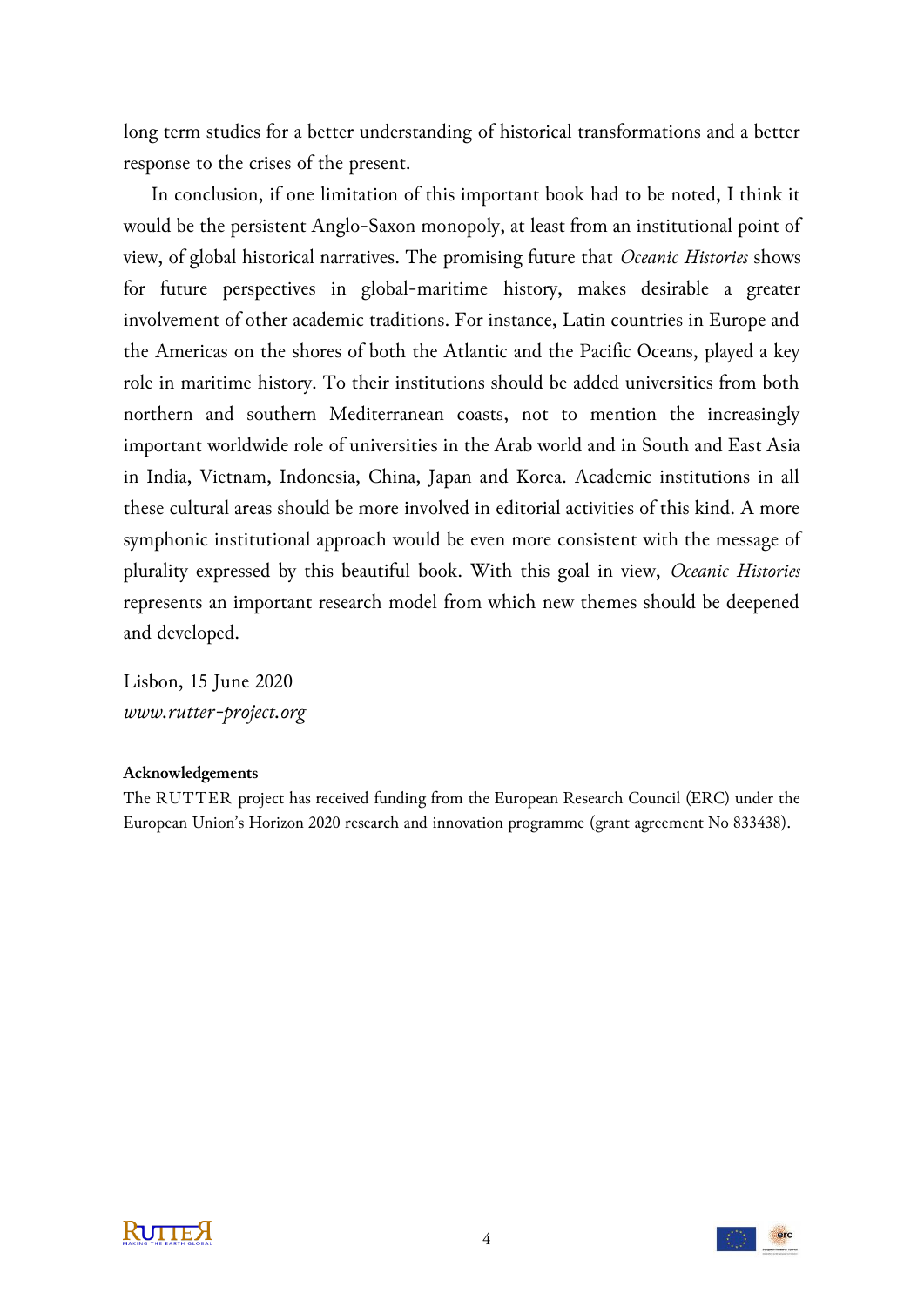long term studies for a better understanding of historical transformations and a better response to the crises of the present.

In conclusion, if one limitation of this important book had to be noted, I think it would be the persistent Anglo-Saxon monopoly, at least from an institutional point of view, of global historical narratives. The promising future that *Oceanic Histories* shows for future perspectives in global-maritime history, makes desirable a greater involvement of other academic traditions. For instance, Latin countries in Europe and the Americas on the shores of both the Atlantic and the Pacific Oceans, played a key role in maritime history. To their institutions should be added universities from both northern and southern Mediterranean coasts, not to mention the increasingly important worldwide role of universities in the Arab world and in South and East Asia in India, Vietnam, Indonesia, China, Japan and Korea. Academic institutions in all these cultural areas should be more involved in editorial activities of this kind. A more symphonic institutional approach would be even more consistent with the message of plurality expressed by this beautiful book. With this goal in view, *Oceanic Histories* represents an important research model from which new themes should be deepened and developed.

Lisbon, 15 June 2020
*www.rutter-project.org*

**Acknowledgements**
The RUTTER project has received funding from the European Research Council (ERC) under the European Union's Horizon 2020 research and innovation programme (grant agreement No 833438).